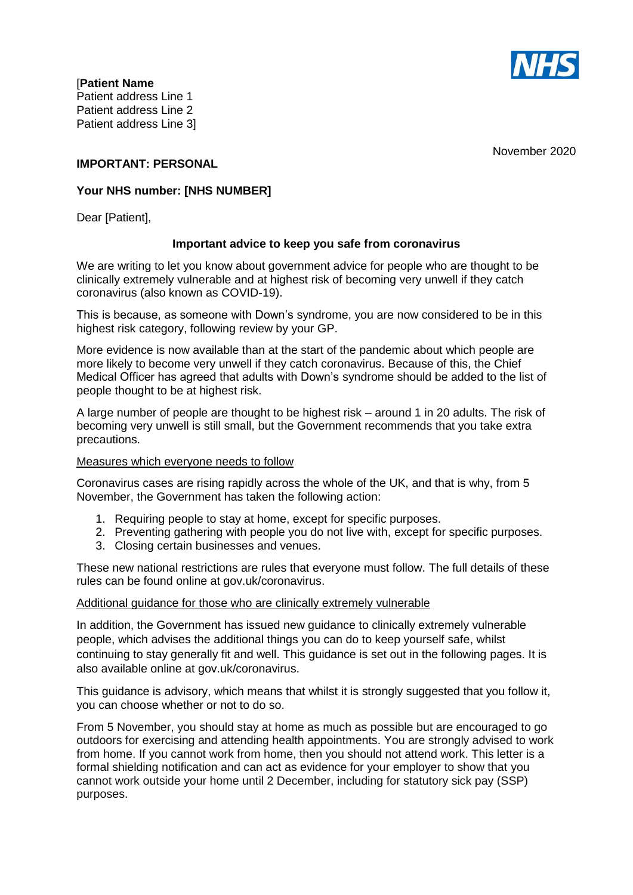[**Patient Name**
Patient address Line 1
Patient address Line 2
Patient address Line 3]

November 2020

**IMPORTANT: PERSONAL**

**Your NHS number: [NHS NUMBER]**

Dear [Patient],

**Important advice to keep you safe from coronavirus**

We are writing to let you know about government advice for people who are thought to be clinically extremely vulnerable and at highest risk of becoming very unwell if they catch coronavirus (also known as COVID-19).

This is because, as someone with Down's syndrome, you are now considered to be in this highest risk category, following review by your GP.

More evidence is now available than at the start of the pandemic about which people are more likely to become very unwell if they catch coronavirus. Because of this, the Chief Medical Officer has agreed that adults with Down's syndrome should be added to the list of people thought to be at highest risk.

A large number of people are thought to be highest risk – around 1 in 20 adults. The risk of becoming very unwell is still small, but the Government recommends that you take extra precautions.

<u>Measures which everyone needs to follow</u>

Coronavirus cases are rising rapidly across the whole of the UK, and that is why, from 5 November, the Government has taken the following action:

1. Requiring people to stay at home, except for specific purposes.
2. Preventing gathering with people you do not live with, except for specific purposes.
3. Closing certain businesses and venues.

These new national restrictions are rules that everyone must follow. The full details of these rules can be found online at gov.uk/coronavirus.

<u>Additional guidance for those who are clinically extremely vulnerable</u>

In addition, the Government has issued new guidance to clinically extremely vulnerable people, which advises the additional things you can do to keep yourself safe, whilst continuing to stay generally fit and well. This guidance is set out in the following pages. It is also available online at gov.uk/coronavirus.

This guidance is advisory, which means that whilst it is strongly suggested that you follow it, you can choose whether or not to do so.

From 5 November, you should stay at home as much as possible but are encouraged to go outdoors for exercising and attending health appointments. You are strongly advised to work from home. If you cannot work from home, then you should not attend work. This letter is a formal shielding notification and can act as evidence for your employer to show that you cannot work outside your home until 2 December, including for statutory sick pay (SSP) purposes.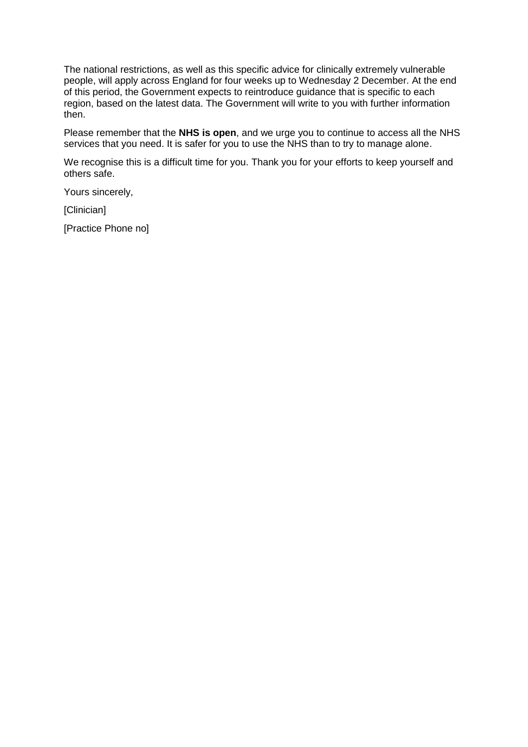The national restrictions, as well as this specific advice for clinically extremely vulnerable people, will apply across England for four weeks up to Wednesday 2 December. At the end of this period, the Government expects to reintroduce guidance that is specific to each region, based on the latest data. The Government will write to you with further information then.

Please remember that the **NHS is open**, and we urge you to continue to access all the NHS services that you need. It is safer for you to use the NHS than to try to manage alone.

We recognise this is a difficult time for you. Thank you for your efforts to keep yourself and others safe.

Yours sincerely,

[Clinician]

[Practice Phone no]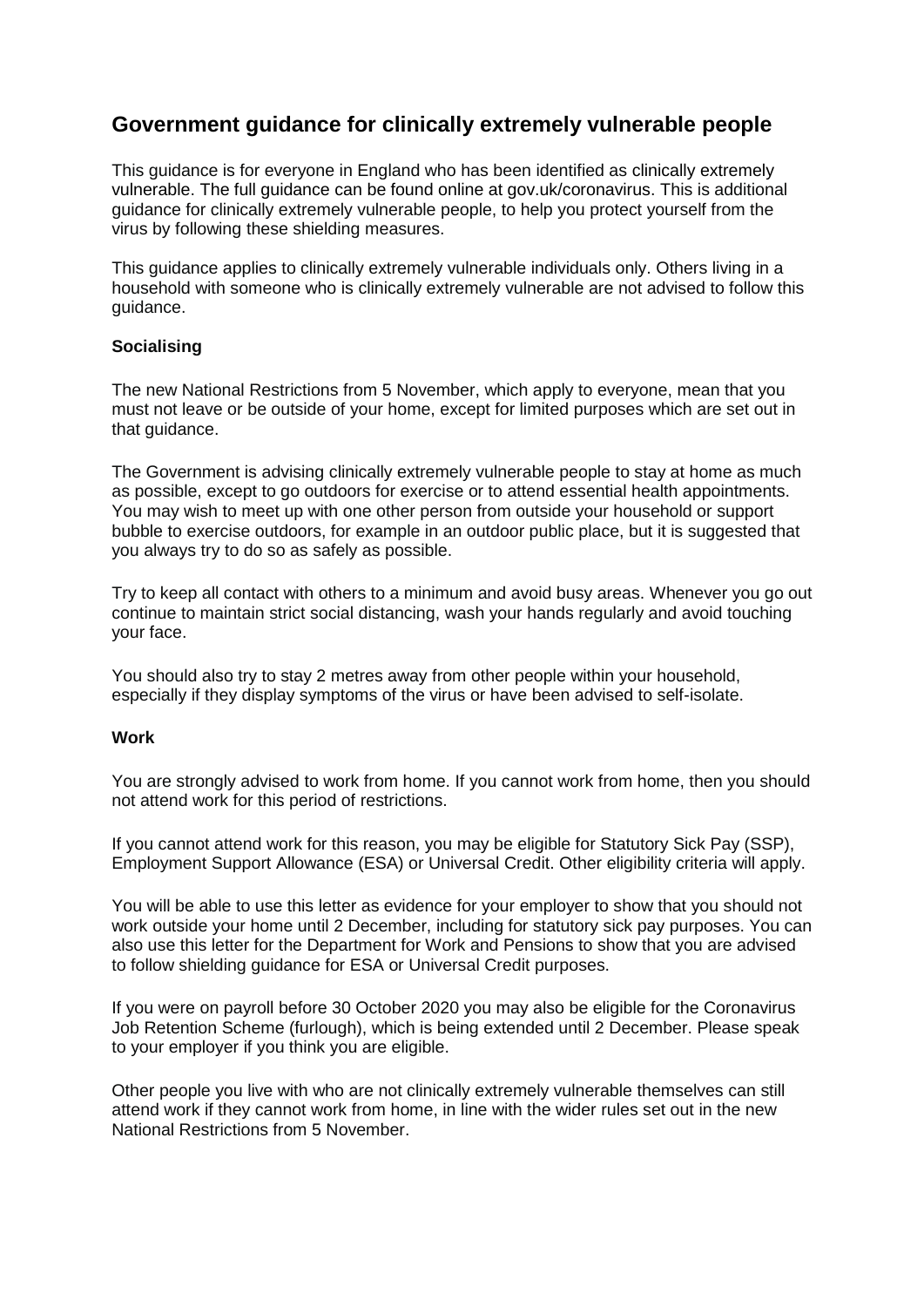## Government guidance for clinically extremely vulnerable people

This guidance is for everyone in England who has been identified as clinically extremely vulnerable. The full guidance can be found online at gov.uk/coronavirus. This is additional guidance for clinically extremely vulnerable people, to help you protect yourself from the virus by following these shielding measures.

This guidance applies to clinically extremely vulnerable individuals only. Others living in a household with someone who is clinically extremely vulnerable are not advised to follow this guidance.

**Socialising**

The new National Restrictions from 5 November, which apply to everyone, mean that you must not leave or be outside of your home, except for limited purposes which are set out in that guidance.

The Government is advising clinically extremely vulnerable people to stay at home as much as possible, except to go outdoors for exercise or to attend essential health appointments. You may wish to meet up with one other person from outside your household or support bubble to exercise outdoors, for example in an outdoor public place, but it is suggested that you always try to do so as safely as possible.

Try to keep all contact with others to a minimum and avoid busy areas. Whenever you go out continue to maintain strict social distancing, wash your hands regularly and avoid touching your face.

You should also try to stay 2 metres away from other people within your household, especially if they display symptoms of the virus or have been advised to self-isolate.

**Work**

You are strongly advised to work from home. If you cannot work from home, then you should not attend work for this period of restrictions.

If you cannot attend work for this reason, you may be eligible for Statutory Sick Pay (SSP), Employment Support Allowance (ESA) or Universal Credit. Other eligibility criteria will apply.

You will be able to use this letter as evidence for your employer to show that you should not work outside your home until 2 December, including for statutory sick pay purposes. You can also use this letter for the Department for Work and Pensions to show that you are advised to follow shielding guidance for ESA or Universal Credit purposes.

If you were on payroll before 30 October 2020 you may also be eligible for the Coronavirus Job Retention Scheme (furlough), which is being extended until 2 December. Please speak to your employer if you think you are eligible.

Other people you live with who are not clinically extremely vulnerable themselves can still attend work if they cannot work from home, in line with the wider rules set out in the new National Restrictions from 5 November.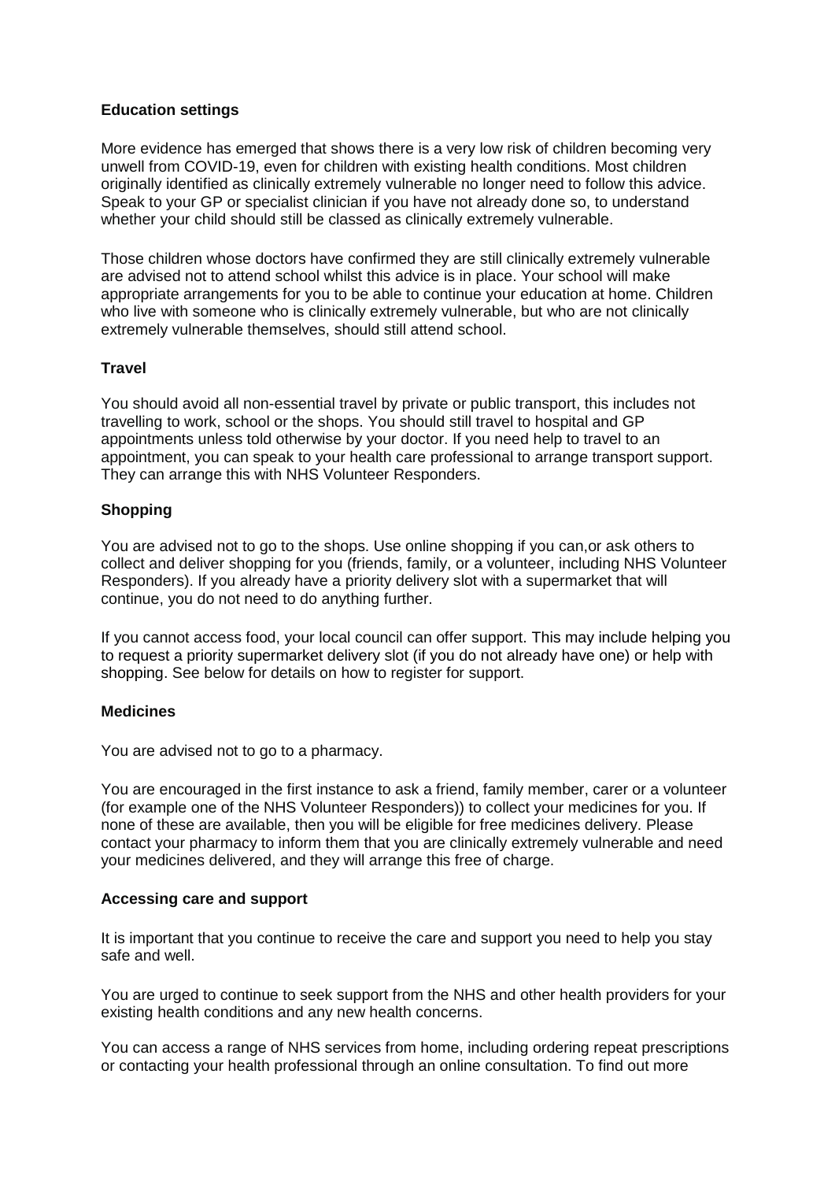**Education settings**

More evidence has emerged that shows there is a very low risk of children becoming very unwell from COVID-19, even for children with existing health conditions. Most children originally identified as clinically extremely vulnerable no longer need to follow this advice. Speak to your GP or specialist clinician if you have not already done so, to understand whether your child should still be classed as clinically extremely vulnerable.

Those children whose doctors have confirmed they are still clinically extremely vulnerable are advised not to attend school whilst this advice is in place. Your school will make appropriate arrangements for you to be able to continue your education at home. Children who live with someone who is clinically extremely vulnerable, but who are not clinically extremely vulnerable themselves, should still attend school.

**Travel**

You should avoid all non-essential travel by private or public transport, this includes not travelling to work, school or the shops. You should still travel to hospital and GP appointments unless told otherwise by your doctor. If you need help to travel to an appointment, you can speak to your health care professional to arrange transport support. They can arrange this with NHS Volunteer Responders.

**Shopping**

You are advised not to go to the shops. Use online shopping if you can,or ask others to collect and deliver shopping for you (friends, family, or a volunteer, including NHS Volunteer Responders). If you already have a priority delivery slot with a supermarket that will continue, you do not need to do anything further.

If you cannot access food, your local council can offer support. This may include helping you to request a priority supermarket delivery slot (if you do not already have one) or help with shopping. See below for details on how to register for support.

**Medicines**

You are advised not to go to a pharmacy.

You are encouraged in the first instance to ask a friend, family member, carer or a volunteer (for example one of the NHS Volunteer Responders)) to collect your medicines for you. If none of these are available, then you will be eligible for free medicines delivery. Please contact your pharmacy to inform them that you are clinically extremely vulnerable and need your medicines delivered, and they will arrange this free of charge.

**Accessing care and support**

It is important that you continue to receive the care and support you need to help you stay safe and well.

You are urged to continue to seek support from the NHS and other health providers for your existing health conditions and any new health concerns.

You can access a range of NHS services from home, including ordering repeat prescriptions or contacting your health professional through an online consultation. To find out more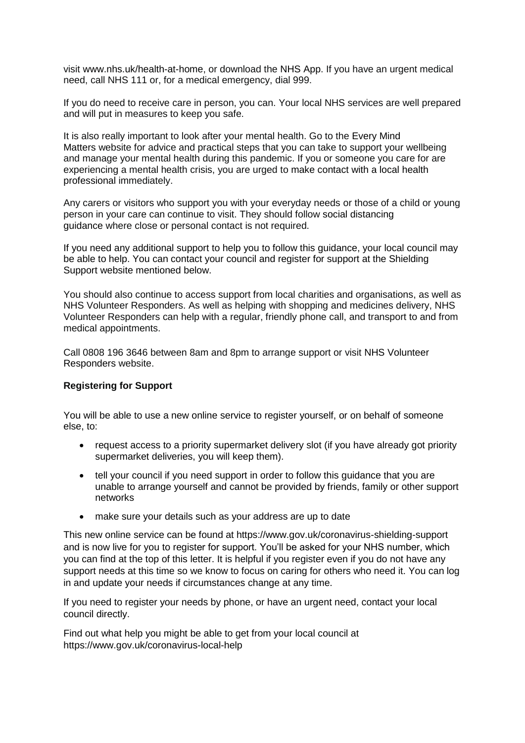visit www.nhs.uk/health-at-home, or download the NHS App. If you have an urgent medical need, call NHS 111 or, for a medical emergency, dial 999.

If you do need to receive care in person, you can. Your local NHS services are well prepared and will put in measures to keep you safe.

It is also really important to look after your mental health. Go to the Every Mind Matters website for advice and practical steps that you can take to support your wellbeing and manage your mental health during this pandemic. If you or someone you care for are experiencing a mental health crisis, you are urged to make contact with a local health professional immediately.

Any carers or visitors who support you with your everyday needs or those of a child or young person in your care can continue to visit. They should follow social distancing guidance where close or personal contact is not required.

If you need any additional support to help you to follow this guidance, your local council may be able to help. You can contact your council and register for support at the Shielding Support website mentioned below.

You should also continue to access support from local charities and organisations, as well as NHS Volunteer Responders. As well as helping with shopping and medicines delivery, NHS Volunteer Responders can help with a regular, friendly phone call, and transport to and from medical appointments.

Call 0808 196 3646 between 8am and 8pm to arrange support or visit NHS Volunteer Responders website.

**Registering for Support**

You will be able to use a new online service to register yourself, or on behalf of someone else, to:

- request access to a priority supermarket delivery slot (if you have already got priority supermarket deliveries, you will keep them).
- tell your council if you need support in order to follow this guidance that you are unable to arrange yourself and cannot be provided by friends, family or other support networks
- make sure your details such as your address are up to date

This new online service can be found at https://www.gov.uk/coronavirus-shielding-support and is now live for you to register for support. You'll be asked for your NHS number, which you can find at the top of this letter. It is helpful if you register even if you do not have any support needs at this time so we know to focus on caring for others who need it. You can log in and update your needs if circumstances change at any time.

If you need to register your needs by phone, or have an urgent need, contact your local council directly.

Find out what help you might be able to get from your local council at https://www.gov.uk/coronavirus-local-help